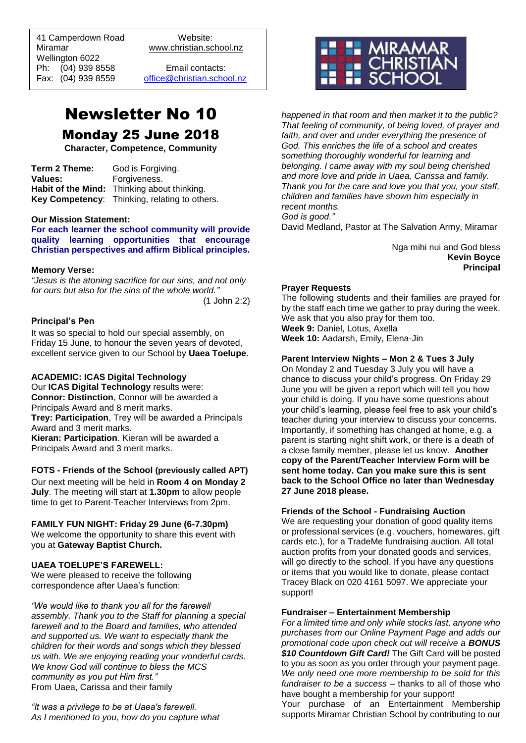41 Camperdown Road
Miramar
Wellington 6022
Ph: (04) 939 8558
Fax: (04) 939 8559

Website:
www.christian.school.nz

Email contacts:
office@christian.school.nz

MIRAMAR CHRISTIAN SCHOOL

# Newsletter No 10

## Monday 25 June 2018

**Character, Competence, Community**

**Term 2 Theme:** God is Forgiving.
**Values:** Forgiveness.
**Habit of the Mind:** Thinking about thinking.
**Key Competency**: Thinking, relating to others.

**Our Mission Statement:**

**For each learner the school community will provide quality learning opportunities that encourage Christian perspectives and affirm Biblical principles.**

**Memory Verse:**

*"Jesus is the atoning sacrifice for our sins, and not only for ours but also for the sins of the whole world."*
(1 John 2:2)

### Principal's Pen

It was so special to hold our special assembly, on Friday 15 June, to honour the seven years of devoted, excellent service given to our School by **Uaea Toelupe**.

### ACADEMIC: ICAS Digital Technology

Our **ICAS Digital Technology** results were:
**Connor: Distinction**, Connor will be awarded a Principals Award and 8 merit marks.
**Trey: Participation**, Trey will be awarded a Principals Award and 3 merit marks.
**Kieran: Participation**. Kieran will be awarded a Principals Award and 3 merit marks.

### FOTS - Friends of the School (previously called APT)

Our next meeting will be held in **Room 4 on Monday 2 July**. The meeting will start at **1.30pm** to allow people time to get to Parent-Teacher Interviews from 2pm.

### FAMILY FUN NIGHT: Friday 29 June (6-7.30pm)

We welcome the opportunity to share this event with you at **Gateway Baptist Church.**

### UAEA TOELUPE'S FAREWELL:

We were pleased to receive the following correspondence after Uaea's function:

*"We would like to thank you all for the farewell assembly. Thank you to the Staff for planning a special farewell and to the Board and families, who attended and supported us. We want to especially thank the children for their words and songs which they blessed us with. We are enjoying reading your wonderful cards. We know God will continue to bless the MCS community as you put Him first."*
From Uaea, Carissa and their family

*"It was a privilege to be at Uaea's farewell. As I mentioned to you, how do you capture what happened in that room and then market it to the public? That feeling of community, of being loved, of prayer and faith, and over and under everything the presence of God. This enriches the life of a school and creates something thoroughly wonderful for learning and belonging. I came away with my soul being cherished and more love and pride in Uaea, Carissa and family. Thank you for the care and love you that you, your staff, children and families have shown him especially in recent months.
God is good."*
David Medland, Pastor at The Salvation Army, Miramar

Nga mihi nui and God bless
**Kevin Boyce**
**Principal**

### Prayer Requests

The following students and their families are prayed for by the staff each time we gather to pray during the week. We ask that you also pray for them too.
**Week 9:** Daniel, Lotus, Axella
**Week 10:** Aadarsh, Emily, Elena-Jin

### Parent Interview Nights – Mon 2 & Tues 3 July

On Monday 2 and Tuesday 3 July you will have a chance to discuss your child's progress. On Friday 29 June you will be given a report which will tell you how your child is doing. If you have some questions about your child's learning, please feel free to ask your child's teacher during your interview to discuss your concerns. Importantly, if something has changed at home, e.g. a parent is starting night shift work, or there is a death of a close family member, please let us know. **Another copy of the Parent/Teacher Interview Form will be sent home today. Can you make sure this is sent back to the School Office no later than Wednesday 27 June 2018 please.**

### Friends of the School - Fundraising Auction

We are requesting your donation of good quality items or professional services (e.g. vouchers, homewares, gift cards etc.), for a TradeMe fundraising auction. All total auction profits from your donated goods and services, will go directly to the school. If you have any questions or items that you would like to donate, please contact Tracey Black on 020 4161 5097. We appreciate your support!

### Fundraiser – Entertainment Membership

*For a limited time and only while stocks last, anyone who purchases from our Online Payment Page and adds our promotional code upon check out will receive a **BONUS $10 Countdown Gift Card!*** The Gift Card will be posted to you as soon as you order through your payment page. *We only need one more membership to be sold for this fundraiser to be a success* – thanks to all of those who have bought a membership for your support!
Your purchase of an Entertainment Membership supports Miramar Christian School by contributing to our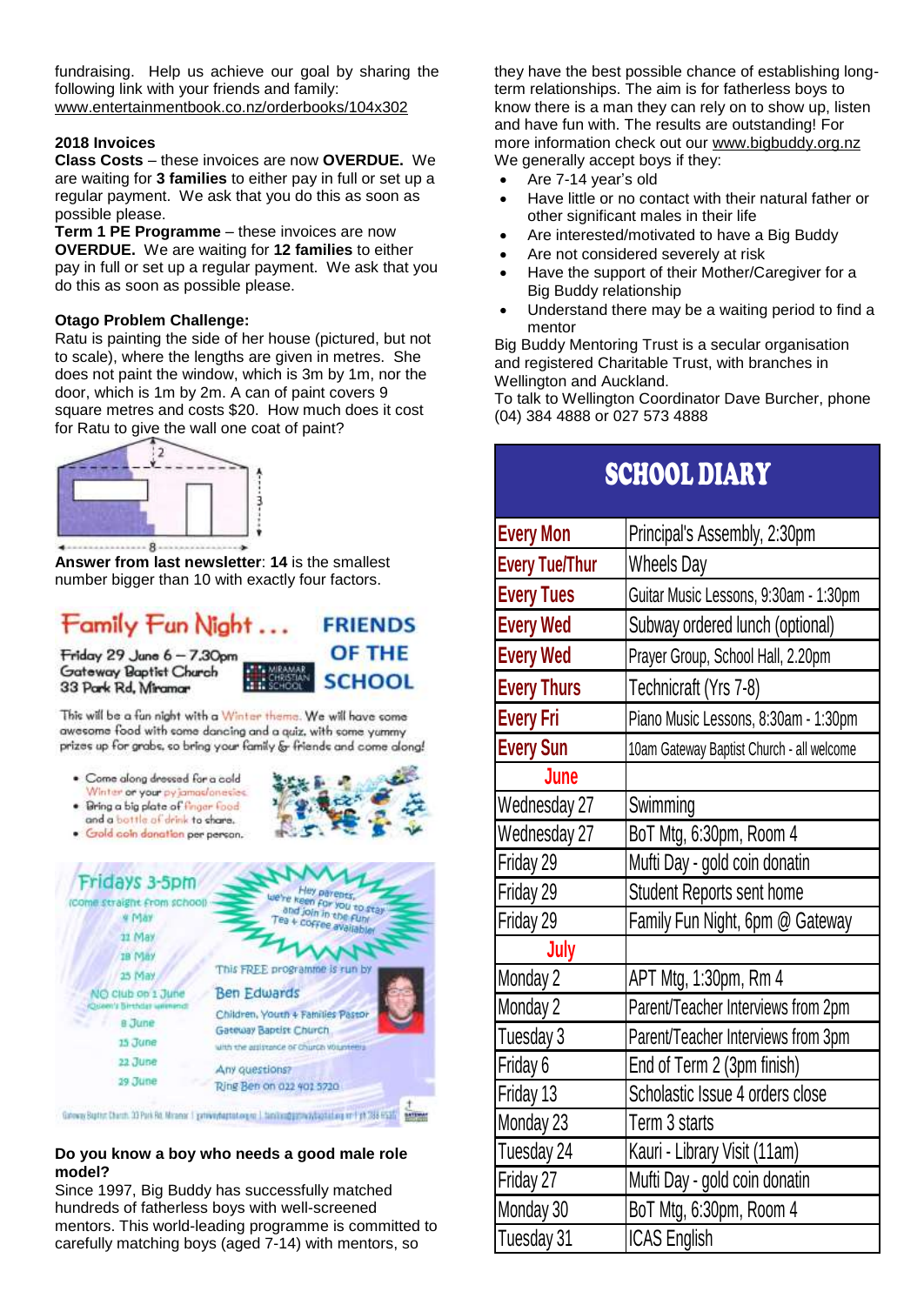fundraising. Help us achieve our goal by sharing the following link with your friends and family: www.entertainmentbook.co.nz/orderbooks/104x302

**2018 Invoices**

**Class Costs** – these invoices are now **OVERDUE.** We are waiting for **3 families** to either pay in full or set up a regular payment. We ask that you do this as soon as possible please.

**Term 1 PE Programme** – these invoices are now **OVERDUE.** We are waiting for **12 families** to either pay in full or set up a regular payment. We ask that you do this as soon as possible please.

**Otago Problem Challenge:**

Ratu is painting the side of her house (pictured, but not to scale), where the lengths are given in metres. She does not paint the window, which is 3m by 1m, nor the door, which is 1m by 2m. A can of paint covers 9 square metres and costs $20. How much does it cost for Ratu to give the wall one coat of paint?

2

3

8

**Answer from last newsletter**: **14** is the smallest number bigger than 10 with exactly four factors.

**Family Fun Night ...** **FRIENDS OF THE SCHOOL**

Friday 29 June 6 – 7.30pm
Gateway Baptist Church
33 Park Rd, Miramar

MIRAMAR CHRISTIAN SCHOOL

This will be a fun night with a Winter theme. We will have some awesome food with some dancing and a quiz, with some yummy prizes up for grabs, so bring your family & friends and come along!

- Come along dressed for a cold Winter or your pyjamas/onesies.
- Bring a big plate of finger food and a bottle of drink to share.
- Gold coin donation per person.

**Fridays 3-5pm**
(come straight from school)
4 May
11 May
18 May
25 May
NO club on 1 June (Queen's Birthday weekend)
8 June
15 June
22 June
29 June

Hey parents, we're keen for you to stay and join in the fun! Tea + coffee available!

This FREE programme is run by **Ben Edwards**
Children, Youth + Families Pastor
Gateway Baptist Church
with the assistance of church volunteers

Any questions?
Ring Ben on 022 401 5720

**Do you know a boy who needs a good male role model?**

Since 1997, Big Buddy has successfully matched hundreds of fatherless boys with well-screened mentors. This world-leading programme is committed to carefully matching boys (aged 7-14) with mentors, so they have the best possible chance of establishing long-term relationships. The aim is for fatherless boys to know there is a man they can rely on to show up, listen and have fun with. The results are outstanding! For more information check out our www.bigbuddy.org.nz

We generally accept boys if they:

- Are 7-14 year's old
- Have little or no contact with their natural father or other significant males in their life
- Are interested/motivated to have a Big Buddy
- Are not considered severely at risk
- Have the support of their Mother/Caregiver for a Big Buddy relationship
- Understand there may be a waiting period to find a mentor

Big Buddy Mentoring Trust is a secular organisation and registered Charitable Trust, with branches in Wellington and Auckland.

To talk to Wellington Coordinator Dave Burcher, phone (04) 384 4888 or 027 573 4888

## SCHOOL DIARY

| | |
|---|---|
| Every Mon | Principal's Assembly, 2:30pm |
| Every Tue/Thur | Wheels Day |
| Every Tues | Guitar Music Lessons, 9:30am - 1:30pm |
| Every Wed | Subway ordered lunch (optional) |
| Every Wed | Prayer Group, School Hall, 2.20pm |
| Every Thurs | Technicraft (Yrs 7-8) |
| Every Fri | Piano Music Lessons, 8:30am - 1:30pm |
| Every Sun | 10am Gateway Baptist Church - all welcome |
| **June** | |
| Wednesday 27 | Swimming |
| Wednesday 27 | BoT Mtg, 6:30pm, Room 4 |
| Friday 29 | Mufti Day - gold coin donatin |
| Friday 29 | Student Reports sent home |
| Friday 29 | Family Fun Night, 6pm @ Gateway |
| **July** | |
| Monday 2 | APT Mtg, 1:30pm, Rm 4 |
| Monday 2 | Parent/Teacher Interviews from 2pm |
| Tuesday 3 | Parent/Teacher Interviews from 3pm |
| Friday 6 | End of Term 2 (3pm finish) |
| Friday 13 | Scholastic Issue 4 orders close |
| Monday 23 | Term 3 starts |
| Tuesday 24 | Kauri - Library Visit (11am) |
| Friday 27 | Mufti Day - gold coin donatin |
| Monday 30 | BoT Mtg, 6:30pm, Room 4 |
| Tuesday 31 | ICAS English |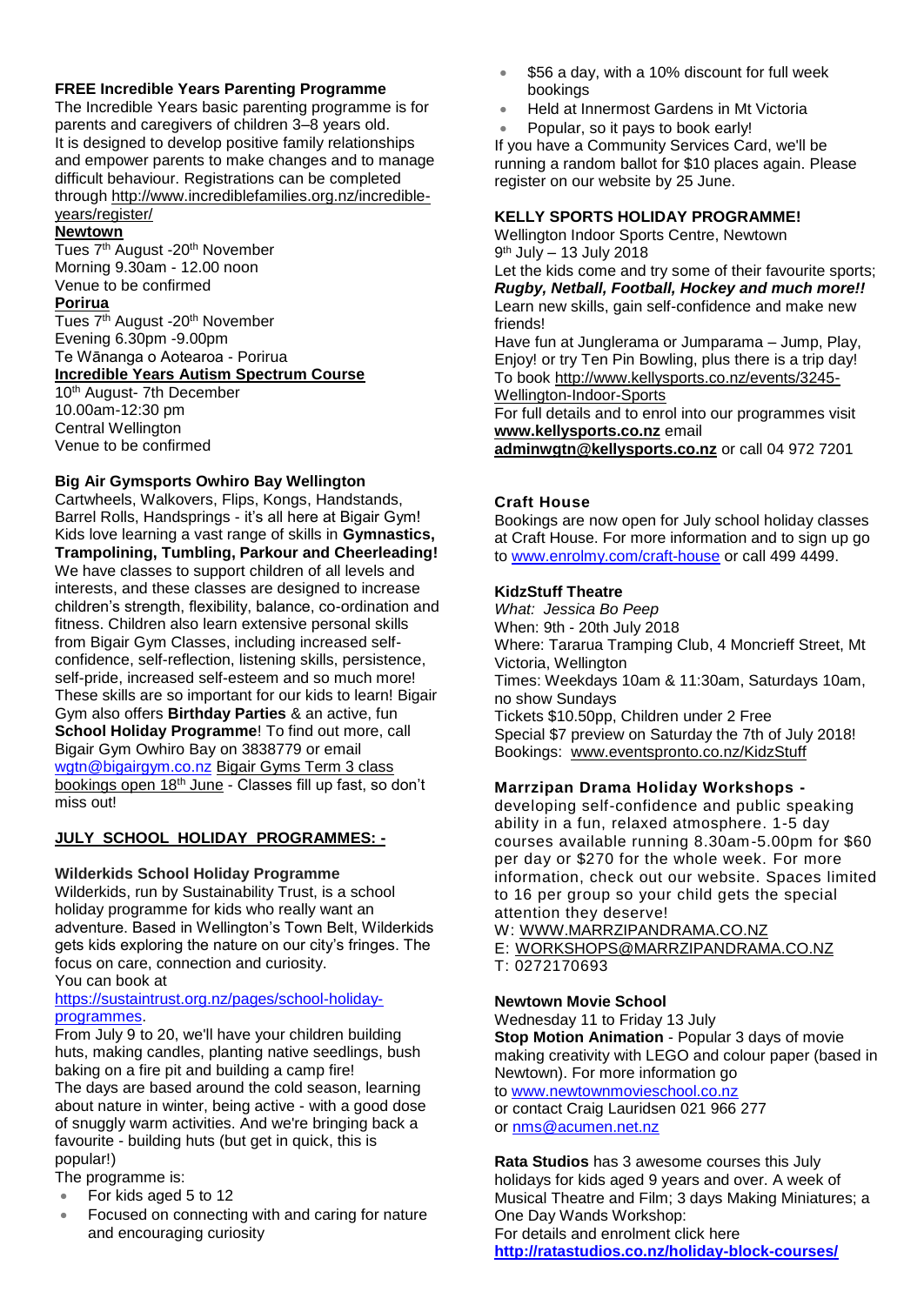**FREE Incredible Years Parenting Programme**

The Incredible Years basic parenting programme is for parents and caregivers of children 3–8 years old. It is designed to develop positive family relationships and empower parents to make changes and to manage difficult behaviour. Registrations can be completed through http://www.incrediblefamilies.org.nz/incredible-years/register/

**Newtown**

Tues 7th August -20th November
Morning 9.30am - 12.00 noon
Venue to be confirmed

**Porirua**

Tues 7th August -20th November
Evening 6.30pm -9.00pm
Te Wānanga o Aotearoa - Porirua

**Incredible Years Autism Spectrum Course**

10th August- 7th December
10.00am-12:30 pm
Central Wellington
Venue to be confirmed

**Big Air Gymsports Owhiro Bay Wellington**

Cartwheels, Walkovers, Flips, Kongs, Handstands, Barrel Rolls, Handsprings - it's all here at Bigair Gym! Kids love learning a vast range of skills in **Gymnastics, Trampolining, Tumbling, Parkour and Cheerleading!** We have classes to support children of all levels and interests, and these classes are designed to increase children's strength, flexibility, balance, co-ordination and fitness. Children also learn extensive personal skills from Bigair Gym Classes, including increased self-confidence, self-reflection, listening skills, persistence, self-pride, increased self-esteem and so much more! These skills are so important for our kids to learn! Bigair Gym also offers **Birthday Parties** & an active, fun **School Holiday Programme**! To find out more, call Bigair Gym Owhiro Bay on 3838779 or email wgtn@bigairgym.co.nz Bigair Gyms Term 3 class bookings open 18th June - Classes fill up fast, so don't miss out!

**JULY SCHOOL HOLIDAY PROGRAMMES: -**

**Wilderkids School Holiday Programme**

Wilderkids, run by Sustainability Trust, is a school holiday programme for kids who really want an adventure. Based in Wellington's Town Belt, Wilderkids gets kids exploring the nature on our city's fringes. The focus on care, connection and curiosity.
You can book at https://sustaintrust.org.nz/pages/school-holiday-programmes.

From July 9 to 20, we'll have your children building huts, making candles, planting native seedlings, bush baking on a fire pit and building a camp fire!
The days are based around the cold season, learning about nature in winter, being active - with a good dose of snuggly warm activities. And we're bringing back a favourite - building huts (but get in quick, this is popular!)

The programme is:

- For kids aged 5 to 12
- Focused on connecting with and caring for nature and encouraging curiosity
- $56 a day, with a 10% discount for full week bookings
- Held at Innermost Gardens in Mt Victoria
- Popular, so it pays to book early!

If you have a Community Services Card, we'll be running a random ballot for $10 places again. Please register on our website by 25 June.

**KELLY SPORTS HOLIDAY PROGRAMME!**

Wellington Indoor Sports Centre, Newtown
9th July – 13 July 2018
Let the kids come and try some of their favourite sports; ***Rugby, Netball, Football, Hockey and much more!!***
Learn new skills, gain self-confidence and make new friends!
Have fun at Junglerama or Jumparama – Jump, Play, Enjoy! or try Ten Pin Bowling, plus there is a trip day!
To book http://www.kellysports.co.nz/events/3245-Wellington-Indoor-Sports
For full details and to enrol into our programmes visit **www.kellysports.co.nz** email **adminwgtn@kellysports.co.nz** or call 04 972 7201

**Craft House**

Bookings are now open for July school holiday classes at Craft House. For more information and to sign up go to www.enrolmy.com/craft-house or call 499 4499.

**KidzStuff Theatre**

*What: Jessica Bo Peep*
When: 9th - 20th July 2018
Where: Tararua Tramping Club, 4 Moncrieff Street, Mt Victoria, Wellington
Times: Weekdays 10am & 11:30am, Saturdays 10am, no show Sundays
Tickets $10.50pp, Children under 2 Free
Special $7 preview on Saturday the 7th of July 2018!
Bookings: www.eventspronto.co.nz/KidzStuff

**Marrzipan Drama Holiday Workshops -**

developing self-confidence and public speaking ability in a fun, relaxed atmosphere. 1-5 day courses available running 8.30am-5.00pm for $60 per day or $270 for the whole week. For more information, check out our website. Spaces limited to 16 per group so your child gets the special attention they deserve!
W: WWW.MARRZIPANDRAMA.CO.NZ
E: WORKSHOPS@MARRZIPANDRAMA.CO.NZ
T: 0272170693

**Newtown Movie School**

Wednesday 11 to Friday 13 July
**Stop Motion Animation** - Popular 3 days of movie making creativity with LEGO and colour paper (based in Newtown). For more information go to www.newtownmovieschool.co.nz
or contact Craig Lauridsen 021 966 277
or nms@acumen.net.nz

**Rata Studios** has 3 awesome courses this July holidays for kids aged 9 years and over. A week of Musical Theatre and Film; 3 days Making Miniatures; a One Day Wands Workshop:
For details and enrolment click here
**http://ratastudios.co.nz/holiday-block-courses/**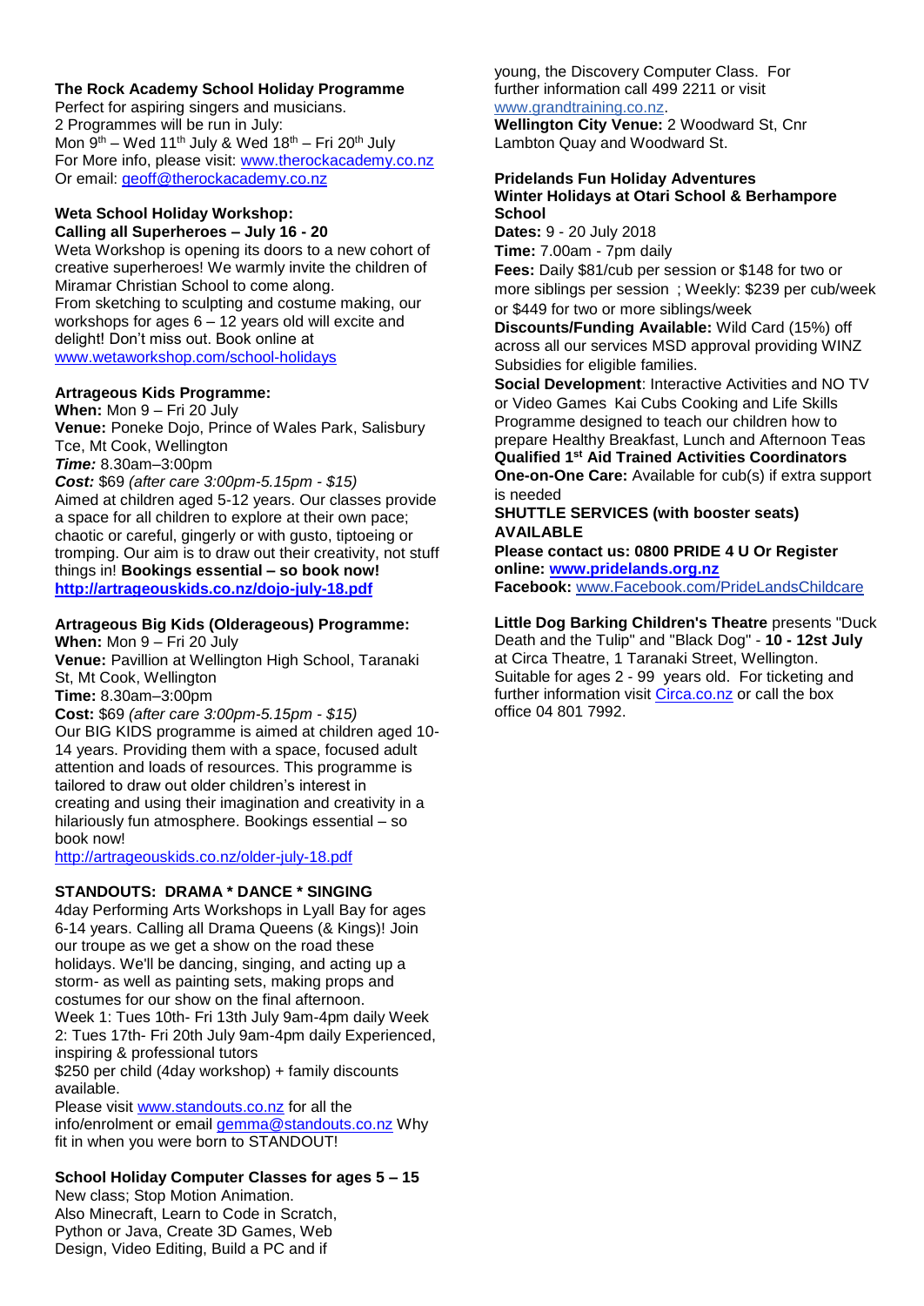**The Rock Academy School Holiday Programme**
Perfect for aspiring singers and musicians.
2 Programmes will be run in July:
Mon 9th – Wed 11th July & Wed 18th – Fri 20th July
For More info, please visit: www.therockacademy.co.nz
Or email: geoff@therockacademy.co.nz

**Weta School Holiday Workshop:**
**Calling all Superheroes – July 16 - 20**
Weta Workshop is opening its doors to a new cohort of creative superheroes! We warmly invite the children of Miramar Christian School to come along.
From sketching to sculpting and costume making, our workshops for ages 6 – 12 years old will excite and delight! Don't miss out. Book online at www.wetaworkshop.com/school-holidays

**Artrageous Kids Programme:**
**When:** Mon 9 – Fri 20 July
**Venue:** Poneke Dojo, Prince of Wales Park, Salisbury Tce, Mt Cook, Wellington
***Time:*** 8.30am–3:00pm
***Cost:*** $69 *(after care 3:00pm-5.15pm - $15)*
Aimed at children aged 5-12 years. Our classes provide a space for all children to explore at their own pace; chaotic or careful, gingerly or with gusto, tiptoeing or tromping. Our aim is to draw out their creativity, not stuff things in! **Bookings essential – so book now!**
**http://artrageouskids.co.nz/dojo-july-18.pdf**

**Artrageous Big Kids (Olderageous) Programme:**
**When:** Mon 9 – Fri 20 July
**Venue:** Pavillion at Wellington High School, Taranaki St, Mt Cook, Wellington
**Time:** 8.30am–3:00pm
**Cost:** $69 *(after care 3:00pm-5.15pm - $15)*
Our BIG KIDS programme is aimed at children aged 10-14 years. Providing them with a space, focused adult attention and loads of resources. This programme is tailored to draw out older children's interest in creating and using their imagination and creativity in a hilariously fun atmosphere. Bookings essential – so book now!
http://artrageouskids.co.nz/older-july-18.pdf

**STANDOUTS: DRAMA * DANCE * SINGING**
4day Performing Arts Workshops in Lyall Bay for ages 6-14 years. Calling all Drama Queens (& Kings)! Join our troupe as we get a show on the road these holidays. We'll be dancing, singing, and acting up a storm- as well as painting sets, making props and costumes for our show on the final afternoon.
Week 1: Tues 10th- Fri 13th July 9am-4pm daily Week 2: Tues 17th- Fri 20th July 9am-4pm daily Experienced, inspiring & professional tutors
$250 per child (4day workshop) + family discounts available.
Please visit www.standouts.co.nz for all the info/enrolment or email gemma@standouts.co.nz Why fit in when you were born to STANDOUT!

**School Holiday Computer Classes for ages 5 – 15**
New class; Stop Motion Animation.
Also Minecraft, Learn to Code in Scratch, Python or Java, Create 3D Games, Web Design, Video Editing, Build a PC and if young, the Discovery Computer Class. For further information call 499 2211 or visit www.grandtraining.co.nz.
**Wellington City Venue:** 2 Woodward St, Cnr Lambton Quay and Woodward St.

**Pridelands Fun Holiday Adventures**
**Winter Holidays at Otari School & Berhampore School**
**Dates:** 9 - 20 July 2018
**Time:** 7.00am - 7pm daily
**Fees:** Daily $81/cub per session or $148 for two or more siblings per session ; Weekly: $239 per cub/week or $449 for two or more siblings/week
**Discounts/Funding Available:** Wild Card (15%) off across all our services MSD approval providing WINZ Subsidies for eligible families.
**Social Development**: Interactive Activities and NO TV or Video Games Kai Cubs Cooking and Life Skills Programme designed to teach our children how to prepare Healthy Breakfast, Lunch and Afternoon Teas
**Qualified 1st Aid Trained Activities Coordinators**
**One-on-One Care:** Available for cub(s) if extra support is needed
**SHUTTLE SERVICES (with booster seats) AVAILABLE**
**Please contact us: 0800 PRIDE 4 U Or Register online: www.pridelands.org.nz**
**Facebook:** www.Facebook.com/PrideLandsChildcare

**Little Dog Barking Children's Theatre** presents "Duck Death and the Tulip" and "Black Dog" - **10 - 12st July** at Circa Theatre, 1 Taranaki Street, Wellington. Suitable for ages 2 - 99 years old. For ticketing and further information visit Circa.co.nz or call the box office 04 801 7992.